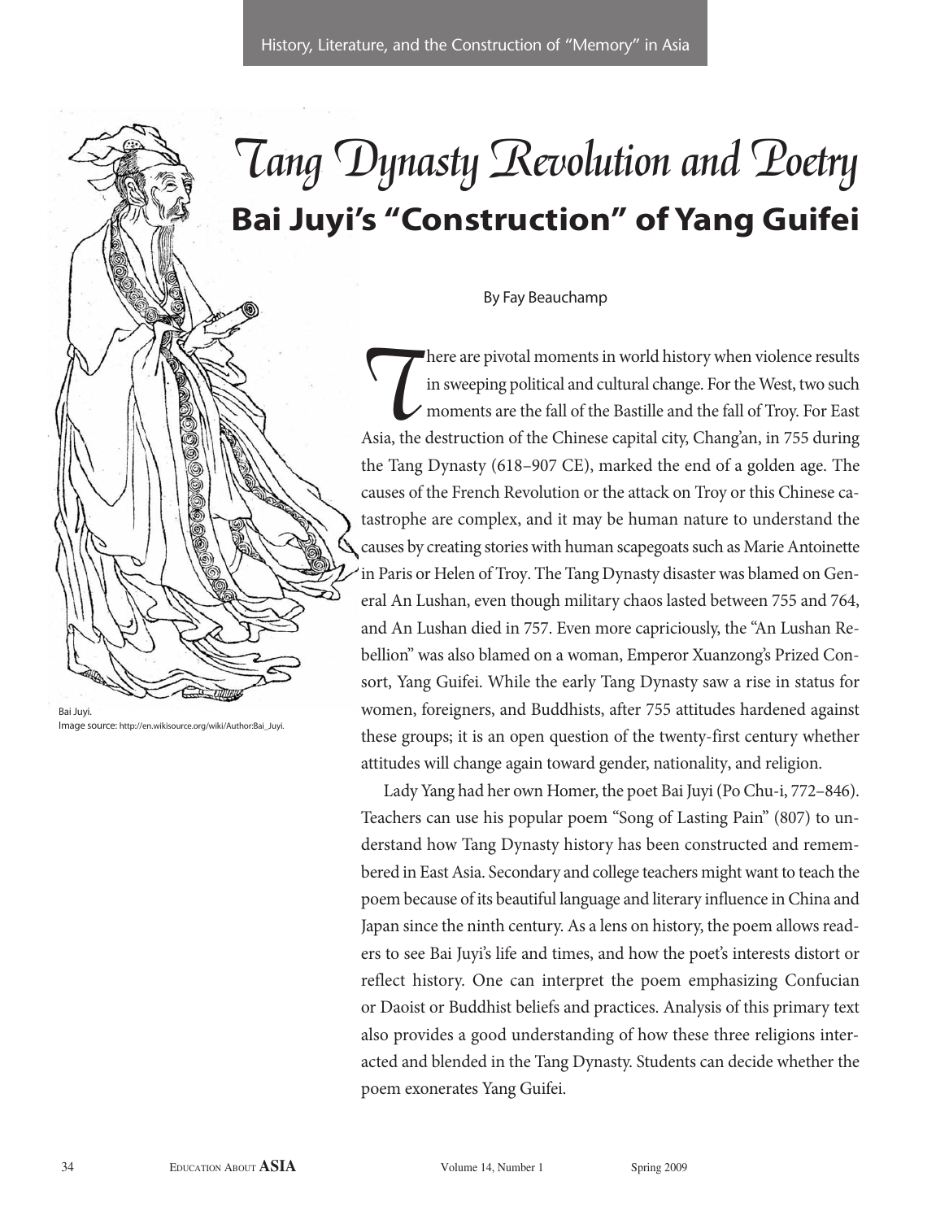# Tang Dynasty Revolution and Poetry

## Bai Juyi's "Construction" of Yang Guifei

By Fay Beauchamp

Bai Juyi.
Image source: http://en.wikisource.org/wiki/Author:Bai_Juyi.

There are pivotal moments in world history when violence results in sweeping political and cultural change. For the West, two such moments are the fall of the Bastille and the fall of Troy. For East Asia, the destruction of the Chinese capital city, Chang'an, in 755 during the Tang Dynasty (618–907 CE), marked the end of a golden age. The causes of the French Revolution or the attack on Troy or this Chinese catastrophe are complex, and it may be human nature to understand the causes by creating stories with human scapegoats such as Marie Antoinette in Paris or Helen of Troy. The Tang Dynasty disaster was blamed on General An Lushan, even though military chaos lasted between 755 and 764, and An Lushan died in 757. Even more capriciously, the "An Lushan Rebellion" was also blamed on a woman, Emperor Xuanzong's Prized Consort, Yang Guifei. While the early Tang Dynasty saw a rise in status for women, foreigners, and Buddhists, after 755 attitudes hardened against these groups; it is an open question of the twenty-first century whether attitudes will change again toward gender, nationality, and religion.

Lady Yang had her own Homer, the poet Bai Juyi (Po Chu-i, 772–846). Teachers can use his popular poem "Song of Lasting Pain" (807) to understand how Tang Dynasty history has been constructed and remembered in East Asia. Secondary and college teachers might want to teach the poem because of its beautiful language and literary influence in China and Japan since the ninth century. As a lens on history, the poem allows readers to see Bai Juyi's life and times, and how the poet's interests distort or reflect history. One can interpret the poem emphasizing Confucian or Daoist or Buddhist beliefs and practices. Analysis of this primary text also provides a good understanding of how these three religions interacted and blended in the Tang Dynasty. Students can decide whether the poem exonerates Yang Guifei.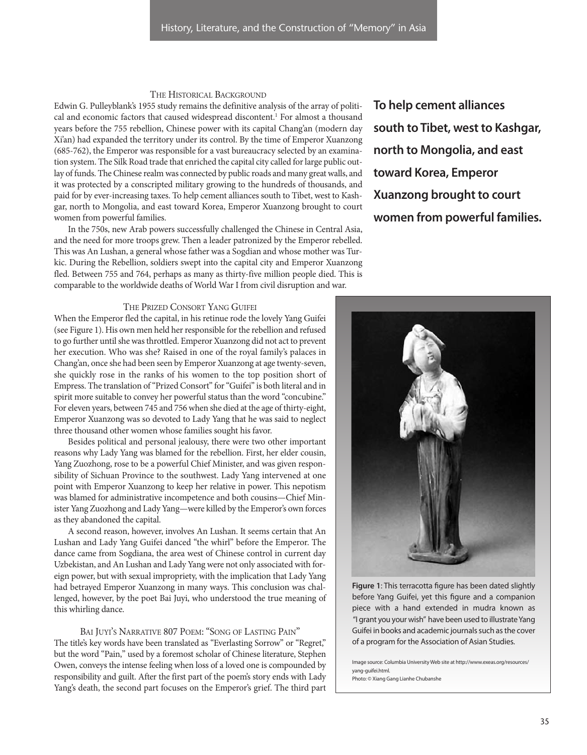### The Historical Background

Edwin G. Pulleyblank's 1955 study remains the definitive analysis of the array of political and economic factors that caused widespread discontent.[1] For almost a thousand years before the 755 rebellion, Chinese power with its capital Chang'an (modern day Xi'an) had expanded the territory under its control. By the time of Emperor Xuanzong (685-762), the Emperor was responsible for a vast bureaucracy selected by an examination system. The Silk Road trade that enriched the capital city called for large public outlay of funds. The Chinese realm was connected by public roads and many great walls, and it was protected by a conscripted military growing to the hundreds of thousands, and paid for by ever-increasing taxes. To help cement alliances south to Tibet, west to Kashgar, north to Mongolia, and east toward Korea, Emperor Xuanzong brought to court women from powerful families.

In the 750s, new Arab powers successfully challenged the Chinese in Central Asia, and the need for more troops grew. Then a leader patronized by the Emperor rebelled. This was An Lushan, a general whose father was a Sogdian and whose mother was Turkic. During the Rebellion, soldiers swept into the capital city and Emperor Xuanzong fled. Between 755 and 764, perhaps as many as thirty-five million people died. This is comparable to the worldwide deaths of World War I from civil disruption and war.

**To help cement alliances south to Tibet, west to Kashgar, north to Mongolia, and east toward Korea, Emperor Xuanzong brought to court women from powerful families.**

### The Prized Consort Yang Guifei

When the Emperor fled the capital, in his retinue rode the lovely Yang Guifei (see Figure 1). His own men held her responsible for the rebellion and refused to go further until she was throttled. Emperor Xuanzong did not act to prevent her execution. Who was she? Raised in one of the royal family's palaces in Chang'an, once she had been seen by Emperor Xuanzong at age twenty-seven, she quickly rose in the ranks of his women to the top position short of Empress. The translation of "Prized Consort" for "Guifei" is both literal and in spirit more suitable to convey her powerful status than the word "concubine." For eleven years, between 745 and 756 when she died at the age of thirty-eight, Emperor Xuanzong was so devoted to Lady Yang that he was said to neglect three thousand other women whose families sought his favor.

Besides political and personal jealousy, there were two other important reasons why Lady Yang was blamed for the rebellion. First, her elder cousin, Yang Zuozhong, rose to be a powerful Chief Minister, and was given responsibility of Sichuan Province to the southwest. Lady Yang intervened at one point with Emperor Xuanzong to keep her relative in power. This nepotism was blamed for administrative incompetence and both cousins—Chief Minister Yang Zuozhong and Lady Yang—were killed by the Emperor's own forces as they abandoned the capital.

A second reason, however, involves An Lushan. It seems certain that An Lushan and Lady Yang Guifei danced "the whirl" before the Emperor. The dance came from Sogdiana, the area west of Chinese control in current day Uzbekistan, and An Lushan and Lady Yang were not only associated with foreign power, but with sexual impropriety, with the implication that Lady Yang had betrayed Emperor Xuanzong in many ways. This conclusion was challenged, however, by the poet Bai Juyi, who understood the true meaning of this whirling dance.

**Figure 1**: This terracotta figure has been dated slightly before Yang Guifei, yet this figure and a companion piece with a hand extended in mudra known as "I grant you your wish" have been used to illustrate Yang Guifei in books and academic journals such as the cover of a program for the Association of Asian Studies.

Image source: Columbia University Web site at http://www.exeas.org/resources/yang-guifei.html.
Photo: © Xiang Gang Lianhe Chubanshe

### Bai Juyi's Narrative 807 Poem: "Song of Lasting Pain"

The title's key words have been translated as "Everlasting Sorrow" or "Regret," but the word "Pain," used by a foremost scholar of Chinese literature, Stephen Owen, conveys the intense feeling when loss of a loved one is compounded by responsibility and guilt. After the first part of the poem's story ends with Lady Yang's death, the second part focuses on the Emperor's grief. The third part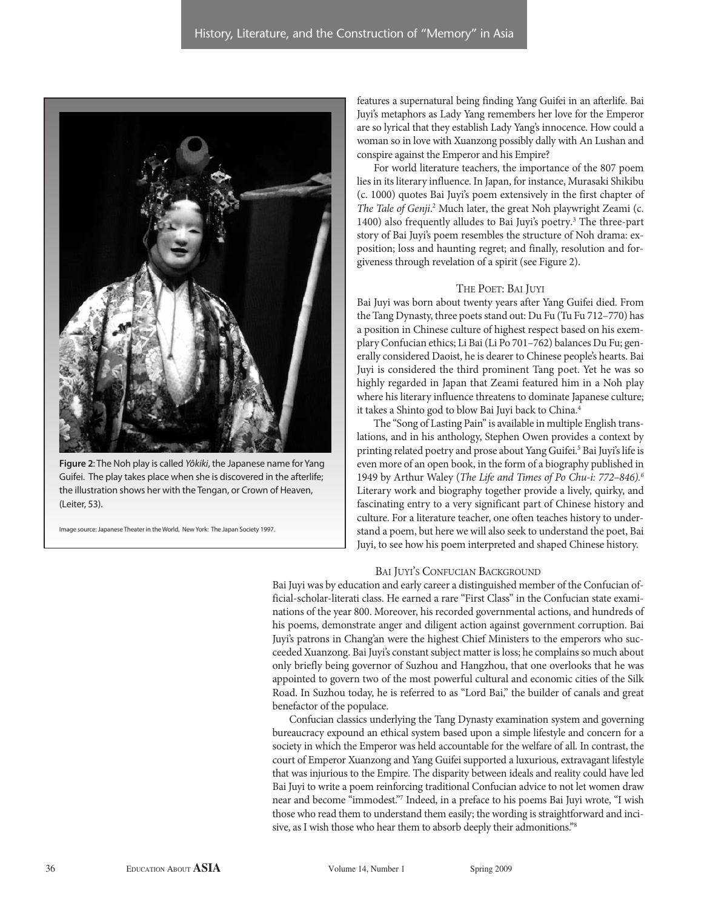features a supernatural being finding Yang Guifei in an afterlife. Bai Juyi's metaphors as Lady Yang remembers her love for the Emperor are so lyrical that they establish Lady Yang's innocence. How could a woman so in love with Xuanzong possibly dally with An Lushan and conspire against the Emperor and his Empire?

For world literature teachers, the importance of the 807 poem lies in its literary influence. In Japan, for instance, Murasaki Shikibu (c. 1000) quotes Bai Juyi's poem extensively in the first chapter of *The Tale of Genji*.[2] Much later, the great Noh playwright Zeami (c. 1400) also frequently alludes to Bai Juyi's poetry.[3] The three-part story of Bai Juyi's poem resembles the structure of Noh drama: exposition; loss and haunting regret; and finally, resolution and forgiveness through revelation of a spirit (see Figure 2).

**Figure 2**: The Noh play is called *Yôkiki*, the Japanese name for Yang Guifei. The play takes place when she is discovered in the afterlife; the illustration shows her with the Tengan, or Crown of Heaven, (Leiter, 53).

Image source: Japanese Theater in the World, New York: The Japan Society 1997.

## The Poet: Bai Juyi

Bai Juyi was born about twenty years after Yang Guifei died. From the Tang Dynasty, three poets stand out: Du Fu (Tu Fu 712–770) has a position in Chinese culture of highest respect based on his exemplary Confucian ethics; Li Bai (Li Po 701–762) balances Du Fu; generally considered Daoist, he is dearer to Chinese people's hearts. Bai Juyi is considered the third prominent Tang poet. Yet he was so highly regarded in Japan that Zeami featured him in a Noh play where his literary influence threatens to dominate Japanese culture; it takes a Shinto god to blow Bai Juyi back to China.[4]

The "Song of Lasting Pain" is available in multiple English translations, and in his anthology, Stephen Owen provides a context by printing related poetry and prose about Yang Guifei.[5] Bai Juyi's life is even more of an open book, in the form of a biography published in 1949 by Arthur Waley (*The Life and Times of Po Chu-i: 772–846).*[6] Literary work and biography together provide a lively, quirky, and fascinating entry to a very significant part of Chinese history and culture. For a literature teacher, one often teaches history to understand a poem, but here we will also seek to understand the poet, Bai Juyi, to see how his poem interpreted and shaped Chinese history.

## Bai Juyi's Confucian Background

Bai Juyi was by education and early career a distinguished member of the Confucian official-scholar-literati class. He earned a rare "First Class" in the Confucian state examinations of the year 800. Moreover, his recorded governmental actions, and hundreds of his poems, demonstrate anger and diligent action against government corruption. Bai Juyi's patrons in Chang'an were the highest Chief Ministers to the emperors who succeeded Xuanzong. Bai Juyi's constant subject matter is loss; he complains so much about only briefly being governor of Suzhou and Hangzhou, that one overlooks that he was appointed to govern two of the most powerful cultural and economic cities of the Silk Road. In Suzhou today, he is referred to as "Lord Bai," the builder of canals and great benefactor of the populace.

Confucian classics underlying the Tang Dynasty examination system and governing bureaucracy expound an ethical system based upon a simple lifestyle and concern for a society in which the Emperor was held accountable for the welfare of all. In contrast, the court of Emperor Xuanzong and Yang Guifei supported a luxurious, extravagant lifestyle that was injurious to the Empire. The disparity between ideals and reality could have led Bai Juyi to write a poem reinforcing traditional Confucian advice to not let women draw near and become "immodest."[7] Indeed, in a preface to his poems Bai Juyi wrote, "I wish those who read them to understand them easily; the wording is straightforward and incisive, as I wish those who hear them to absorb deeply their admonitions."[8]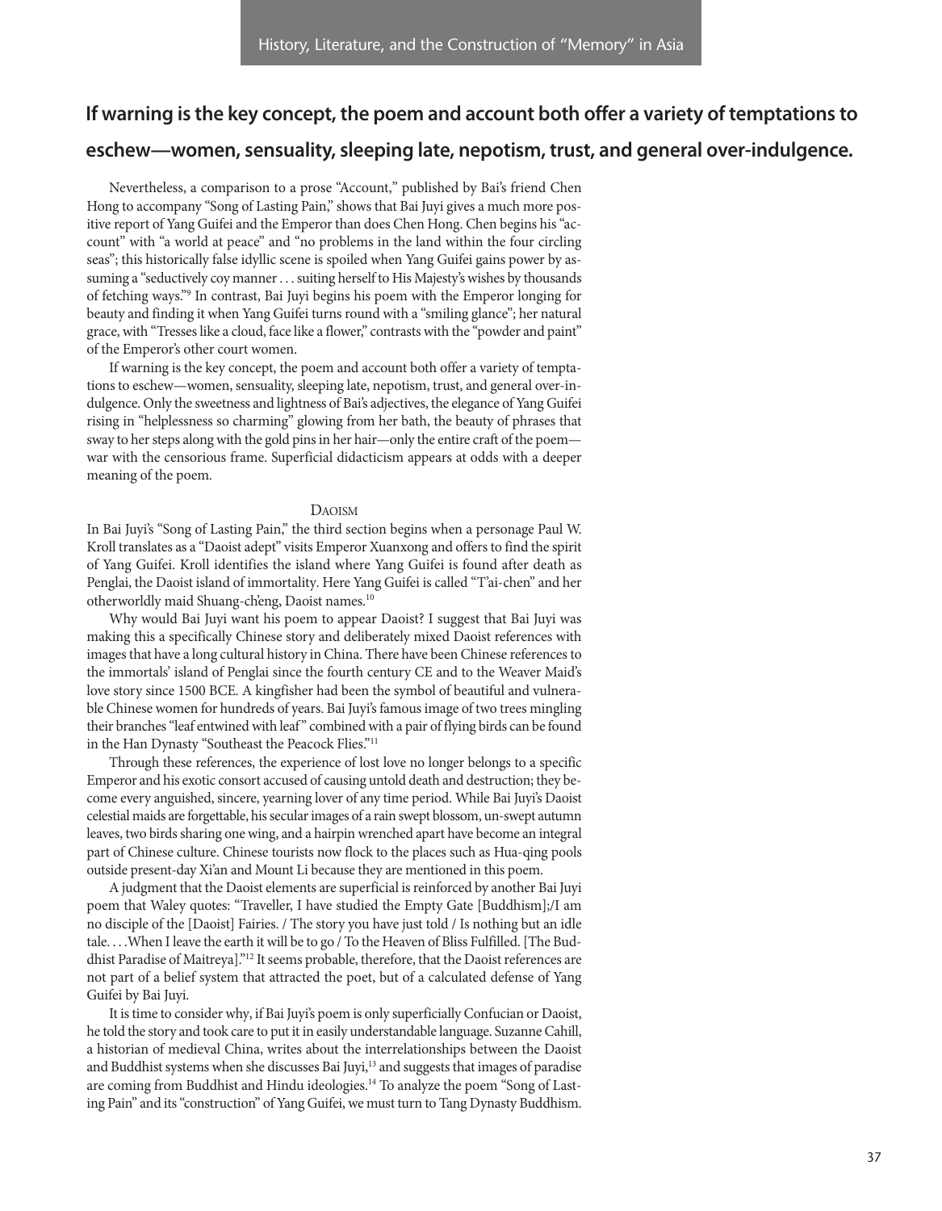**If warning is the key concept, the poem and account both offer a variety of temptations to eschew—women, sensuality, sleeping late, nepotism, trust, and general over-indulgence.**

Nevertheless, a comparison to a prose "Account," published by Bai's friend Chen Hong to accompany "Song of Lasting Pain," shows that Bai Juyi gives a much more positive report of Yang Guifei and the Emperor than does Chen Hong. Chen begins his "account" with "a world at peace" and "no problems in the land within the four circling seas"; this historically false idyllic scene is spoiled when Yang Guifei gains power by assuming a "seductively coy manner . . . suiting herself to His Majesty's wishes by thousands of fetching ways."[9] In contrast, Bai Juyi begins his poem with the Emperor longing for beauty and finding it when Yang Guifei turns round with a "smiling glance"; her natural grace, with "Tresses like a cloud, face like a flower," contrasts with the "powder and paint" of the Emperor's other court women.

If warning is the key concept, the poem and account both offer a variety of temptations to eschew—women, sensuality, sleeping late, nepotism, trust, and general over-indulgence. Only the sweetness and lightness of Bai's adjectives, the elegance of Yang Guifei rising in "helplessness so charming" glowing from her bath, the beauty of phrases that sway to her steps along with the gold pins in her hair—only the entire craft of the poem—war with the censorious frame. Superficial didacticism appears at odds with a deeper meaning of the poem.

### Daoism

In Bai Juyi's "Song of Lasting Pain," the third section begins when a personage Paul W. Kroll translates as a "Daoist adept" visits Emperor Xuanxong and offers to find the spirit of Yang Guifei. Kroll identifies the island where Yang Guifei is found after death as Penglai, the Daoist island of immortality. Here Yang Guifei is called "T'ai-chen" and her otherworldly maid Shuang-ch'eng, Daoist names.[10]

Why would Bai Juyi want his poem to appear Daoist? I suggest that Bai Juyi was making this a specifically Chinese story and deliberately mixed Daoist references with images that have a long cultural history in China. There have been Chinese references to the immortals' island of Penglai since the fourth century CE and to the Weaver Maid's love story since 1500 BCE. A kingfisher had been the symbol of beautiful and vulnerable Chinese women for hundreds of years. Bai Juyi's famous image of two trees mingling their branches "leaf entwined with leaf" combined with a pair of flying birds can be found in the Han Dynasty "Southeast the Peacock Flies."[11]

Through these references, the experience of lost love no longer belongs to a specific Emperor and his exotic consort accused of causing untold death and destruction; they become every anguished, sincere, yearning lover of any time period. While Bai Juyi's Daoist celestial maids are forgettable, his secular images of a rain swept blossom, un-swept autumn leaves, two birds sharing one wing, and a hairpin wrenched apart have become an integral part of Chinese culture. Chinese tourists now flock to the places such as Hua-qing pools outside present-day Xi'an and Mount Li because they are mentioned in this poem.

A judgment that the Daoist elements are superficial is reinforced by another Bai Juyi poem that Waley quotes: "Traveller, I have studied the Empty Gate [Buddhism];/I am no disciple of the [Daoist] Fairies. / The story you have just told / Is nothing but an idle tale. . . .When I leave the earth it will be to go / To the Heaven of Bliss Fulfilled. [The Buddhist Paradise of Maitreya]."[12] It seems probable, therefore, that the Daoist references are not part of a belief system that attracted the poet, but of a calculated defense of Yang Guifei by Bai Juyi.

It is time to consider why, if Bai Juyi's poem is only superficially Confucian or Daoist, he told the story and took care to put it in easily understandable language. Suzanne Cahill, a historian of medieval China, writes about the interrelationships between the Daoist and Buddhist systems when she discusses Bai Juyi,[13] and suggests that images of paradise are coming from Buddhist and Hindu ideologies.[14] To analyze the poem "Song of Lasting Pain" and its "construction" of Yang Guifei, we must turn to Tang Dynasty Buddhism.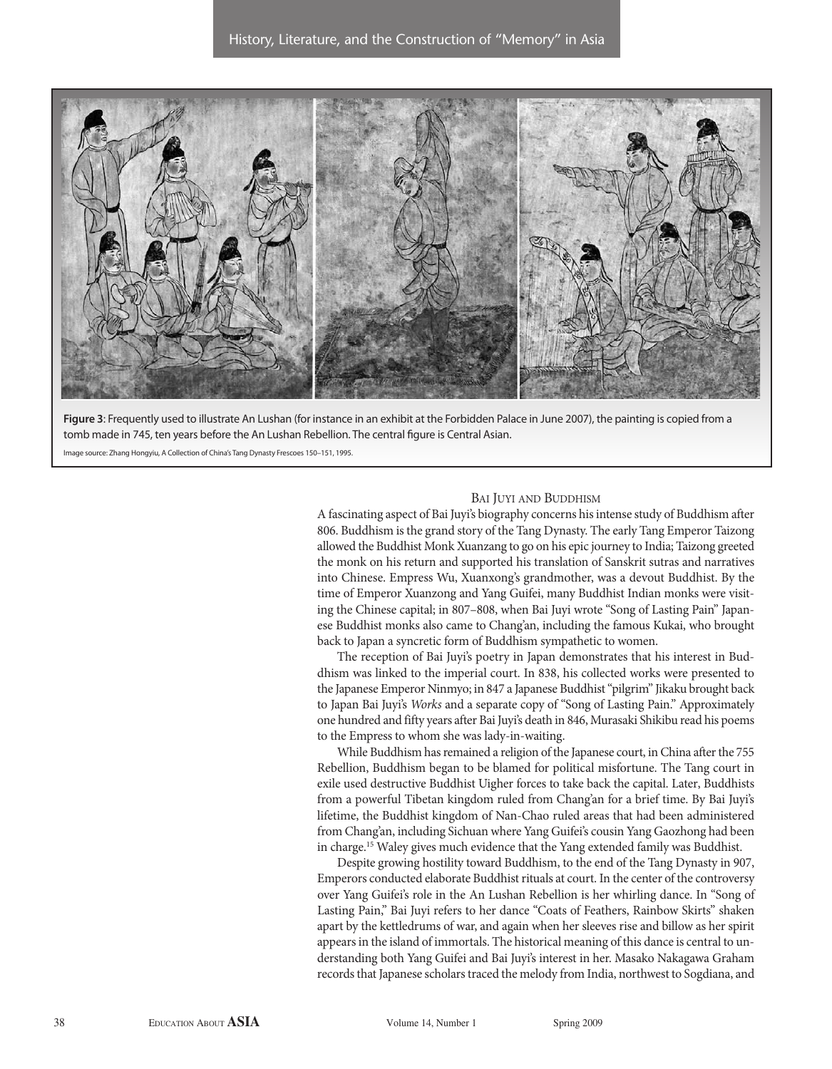**Figure 3**: Frequently used to illustrate An Lushan (for instance in an exhibit at the Forbidden Palace in June 2007), the painting is copied from a tomb made in 745, ten years before the An Lushan Rebellion. The central figure is Central Asian.

Image source: Zhang Hongyiu, A Collection of China's Tang Dynasty Frescoes 150–151, 1995.

## Bai Juyi and Buddhism

A fascinating aspect of Bai Juyi's biography concerns his intense study of Buddhism after 806. Buddhism is the grand story of the Tang Dynasty. The early Tang Emperor Taizong allowed the Buddhist Monk Xuanzang to go on his epic journey to India; Taizong greeted the monk on his return and supported his translation of Sanskrit sutras and narratives into Chinese. Empress Wu, Xuanxong's grandmother, was a devout Buddhist. By the time of Emperor Xuanzong and Yang Guifei, many Buddhist Indian monks were visiting the Chinese capital; in 807–808, when Bai Juyi wrote "Song of Lasting Pain" Japanese Buddhist monks also came to Chang'an, including the famous Kukai, who brought back to Japan a syncretic form of Buddhism sympathetic to women.

The reception of Bai Juyi's poetry in Japan demonstrates that his interest in Buddhism was linked to the imperial court. In 838, his collected works were presented to the Japanese Emperor Ninmyo; in 847 a Japanese Buddhist "pilgrim" Jikaku brought back to Japan Bai Juyi's *Works* and a separate copy of "Song of Lasting Pain." Approximately one hundred and fifty years after Bai Juyi's death in 846, Murasaki Shikibu read his poems to the Empress to whom she was lady-in-waiting.

While Buddhism has remained a religion of the Japanese court, in China after the 755 Rebellion, Buddhism began to be blamed for political misfortune. The Tang court in exile used destructive Buddhist Uigher forces to take back the capital. Later, Buddhists from a powerful Tibetan kingdom ruled from Chang'an for a brief time. By Bai Juyi's lifetime, the Buddhist kingdom of Nan-Chao ruled areas that had been administered from Chang'an, including Sichuan where Yang Guifei's cousin Yang Gaozhong had been in charge.[15] Waley gives much evidence that the Yang extended family was Buddhist.

Despite growing hostility toward Buddhism, to the end of the Tang Dynasty in 907, Emperors conducted elaborate Buddhist rituals at court. In the center of the controversy over Yang Guifei's role in the An Lushan Rebellion is her whirling dance. In "Song of Lasting Pain," Bai Juyi refers to her dance "Coats of Feathers, Rainbow Skirts" shaken apart by the kettledrums of war, and again when her sleeves rise and billow as her spirit appears in the island of immortals. The historical meaning of this dance is central to understanding both Yang Guifei and Bai Juyi's interest in her. Masako Nakagawa Graham records that Japanese scholars traced the melody from India, northwest to Sogdiana, and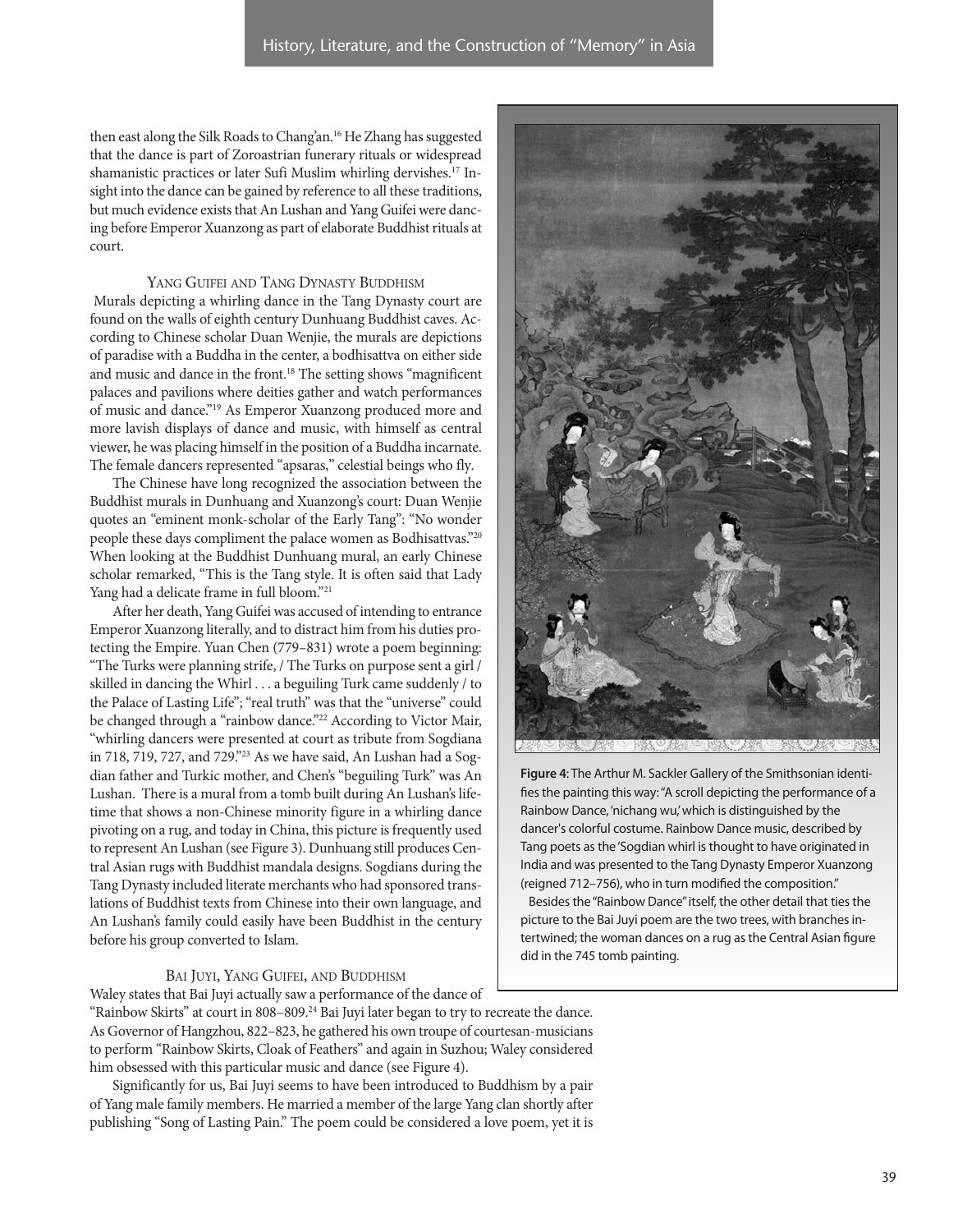then east along the Silk Roads to Chang'an.[16] He Zhang has suggested that the dance is part of Zoroastrian funerary rituals or widespread shamanistic practices or later Sufi Muslim whirling dervishes.[17] Insight into the dance can be gained by reference to all these traditions, but much evidence exists that An Lushan and Yang Guifei were dancing before Emperor Xuanzong as part of elaborate Buddhist rituals at court.

### Yang Guifei and Tang Dynasty Buddhism

Murals depicting a whirling dance in the Tang Dynasty court are found on the walls of eighth century Dunhuang Buddhist caves. According to Chinese scholar Duan Wenjie, the murals are depictions of paradise with a Buddha in the center, a bodhisattva on either side and music and dance in the front.[18] The setting shows "magnificent palaces and pavilions where deities gather and watch performances of music and dance."[19] As Emperor Xuanzong produced more and more lavish displays of dance and music, with himself as central viewer, he was placing himself in the position of a Buddha incarnate. The female dancers represented "apsaras," celestial beings who fly.

The Chinese have long recognized the association between the Buddhist murals in Dunhuang and Xuanzong's court: Duan Wenjie quotes an "eminent monk-scholar of the Early Tang": "No wonder people these days compliment the palace women as Bodhisattvas."[20] When looking at the Buddhist Dunhuang mural, an early Chinese scholar remarked, "This is the Tang style. It is often said that Lady Yang had a delicate frame in full bloom."[21]

After her death, Yang Guifei was accused of intending to entrance Emperor Xuanzong literally, and to distract him from his duties protecting the Empire. Yuan Chen (779–831) wrote a poem beginning: "The Turks were planning strife, / The Turks on purpose sent a girl / skilled in dancing the Whirl . . . a beguiling Turk came suddenly / to the Palace of Lasting Life"; "real truth" was that the "universe" could be changed through a "rainbow dance."[22] According to Victor Mair, "whirling dancers were presented at court as tribute from Sogdiana in 718, 719, 727, and 729."[23] As we have said, An Lushan had a Sogdian father and Turkic mother, and Chen's "beguiling Turk" was An Lushan. There is a mural from a tomb built during An Lushan's lifetime that shows a non-Chinese minority figure in a whirling dance pivoting on a rug, and today in China, this picture is frequently used to represent An Lushan (see Figure 3). Dunhuang still produces Central Asian rugs with Buddhist mandala designs. Sogdians during the Tang Dynasty included literate merchants who had sponsored translations of Buddhist texts from Chinese into their own language, and An Lushan's family could easily have been Buddhist in the century before his group converted to Islam.

**Figure 4**: The Arthur M. Sackler Gallery of the Smithsonian identifies the painting this way: "A scroll depicting the performance of a Rainbow Dance, 'nichang wu,' which is distinguished by the dancer's colorful costume. Rainbow Dance music, described by Tang poets as the 'Sogdian whirl is thought to have originated in India and was presented to the Tang Dynasty Emperor Xuanzong (reigned 712–756), who in turn modified the composition."

Besides the "Rainbow Dance" itself, the other detail that ties the picture to the Bai Juyi poem are the two trees, with branches intertwined; the woman dances on a rug as the Central Asian figure did in the 745 tomb painting.

### Bai Juyi, Yang Guifei, and Buddhism

Waley states that Bai Juyi actually saw a performance of the dance of "Rainbow Skirts" at court in 808–809.[24] Bai Juyi later began to try to recreate the dance. As Governor of Hangzhou, 822–823, he gathered his own troupe of courtesan-musicians to perform "Rainbow Skirts, Cloak of Feathers" and again in Suzhou; Waley considered him obsessed with this particular music and dance (see Figure 4).

Significantly for us, Bai Juyi seems to have been introduced to Buddhism by a pair of Yang male family members. He married a member of the large Yang clan shortly after publishing "Song of Lasting Pain." The poem could be considered a love poem, yet it is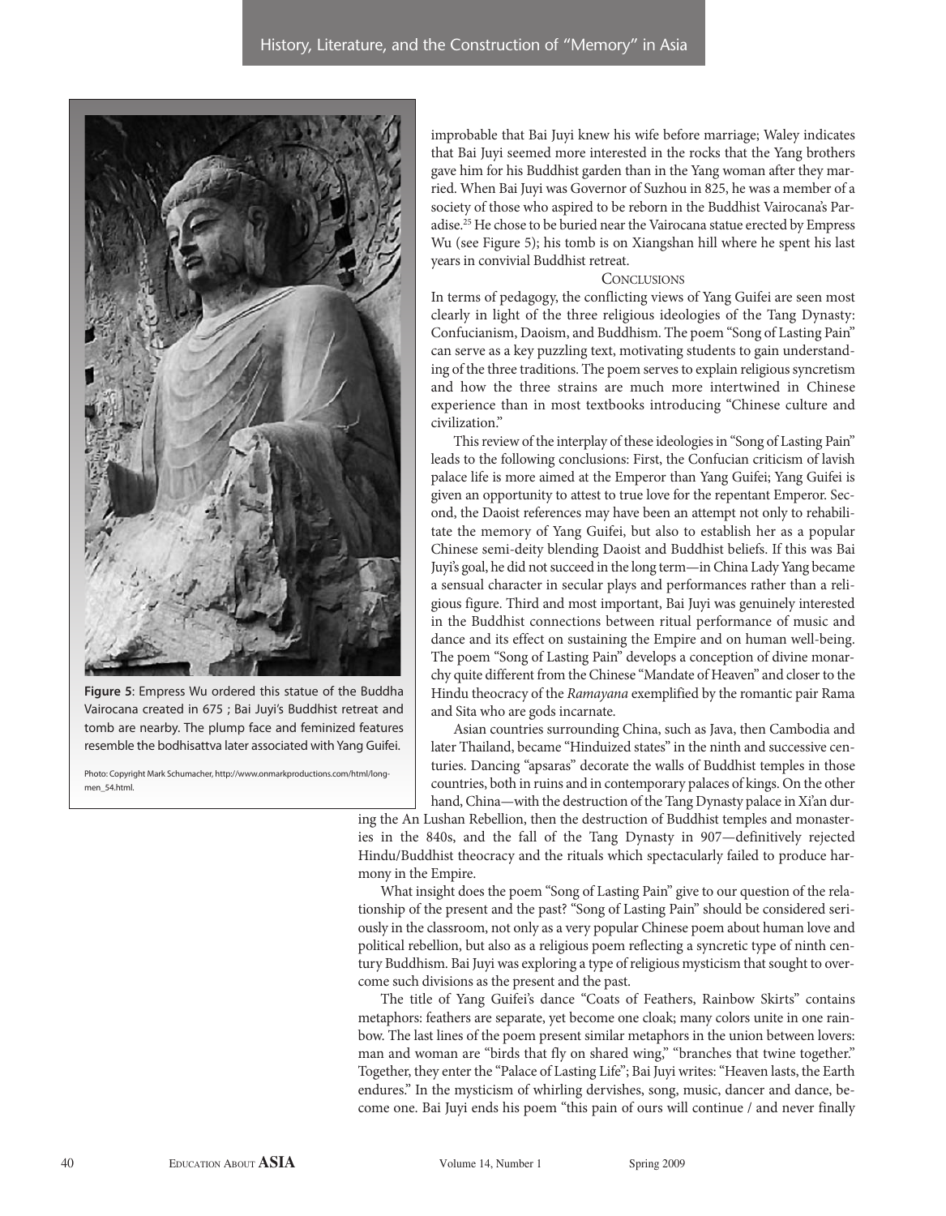improbable that Bai Juyi knew his wife before marriage; Waley indicates that Bai Juyi seemed more interested in the rocks that the Yang brothers gave him for his Buddhist garden than in the Yang woman after they married. When Bai Juyi was Governor of Suzhou in 825, he was a member of a society of those who aspired to be reborn in the Buddhist Vairocana's Paradise.[25] He chose to be buried near the Vairocana statue erected by Empress Wu (see Figure 5); his tomb is on Xiangshan hill where he spent his last years in convivial Buddhist retreat.

**Figure 5**: Empress Wu ordered this statue of the Buddha Vairocana created in 675 ; Bai Juyi's Buddhist retreat and tomb are nearby. The plump face and feminized features resemble the bodhisattva later associated with Yang Guifei.

Photo: Copyright Mark Schumacher, http://www.onmarkproductions.com/html/longmen_54.html.

## Conclusions

In terms of pedagogy, the conflicting views of Yang Guifei are seen most clearly in light of the three religious ideologies of the Tang Dynasty: Confucianism, Daoism, and Buddhism. The poem "Song of Lasting Pain" can serve as a key puzzling text, motivating students to gain understanding of the three traditions. The poem serves to explain religious syncretism and how the three strains are much more intertwined in Chinese experience than in most textbooks introducing "Chinese culture and civilization."

This review of the interplay of these ideologies in "Song of Lasting Pain" leads to the following conclusions: First, the Confucian criticism of lavish palace life is more aimed at the Emperor than Yang Guifei; Yang Guifei is given an opportunity to attest to true love for the repentant Emperor. Second, the Daoist references may have been an attempt not only to rehabilitate the memory of Yang Guifei, but also to establish her as a popular Chinese semi-deity blending Daoist and Buddhist beliefs. If this was Bai Juyi's goal, he did not succeed in the long term—in China Lady Yang became a sensual character in secular plays and performances rather than a religious figure. Third and most important, Bai Juyi was genuinely interested in the Buddhist connections between ritual performance of music and dance and its effect on sustaining the Empire and on human well-being. The poem "Song of Lasting Pain" develops a conception of divine monarchy quite different from the Chinese "Mandate of Heaven" and closer to the Hindu theocracy of the *Ramayana* exemplified by the romantic pair Rama and Sita who are gods incarnate.

Asian countries surrounding China, such as Java, then Cambodia and later Thailand, became "Hinduized states" in the ninth and successive centuries. Dancing "apsaras" decorate the walls of Buddhist temples in those countries, both in ruins and in contemporary palaces of kings. On the other hand, China—with the destruction of the Tang Dynasty palace in Xi'an during the An Lushan Rebellion, then the destruction of Buddhist temples and monasteries in the 840s, and the fall of the Tang Dynasty in 907—definitively rejected Hindu/Buddhist theocracy and the rituals which spectacularly failed to produce harmony in the Empire.

What insight does the poem "Song of Lasting Pain" give to our question of the relationship of the present and the past? "Song of Lasting Pain" should be considered seriously in the classroom, not only as a very popular Chinese poem about human love and political rebellion, but also as a religious poem reflecting a syncretic type of ninth century Buddhism. Bai Juyi was exploring a type of religious mysticism that sought to overcome such divisions as the present and the past.

The title of Yang Guifei's dance "Coats of Feathers, Rainbow Skirts" contains metaphors: feathers are separate, yet become one cloak; many colors unite in one rainbow. The last lines of the poem present similar metaphors in the union between lovers: man and woman are "birds that fly on shared wing," "branches that twine together." Together, they enter the "Palace of Lasting Life"; Bai Juyi writes: "Heaven lasts, the Earth endures." In the mysticism of whirling dervishes, song, music, dancer and dance, become one. Bai Juyi ends his poem "this pain of ours will continue / and never finally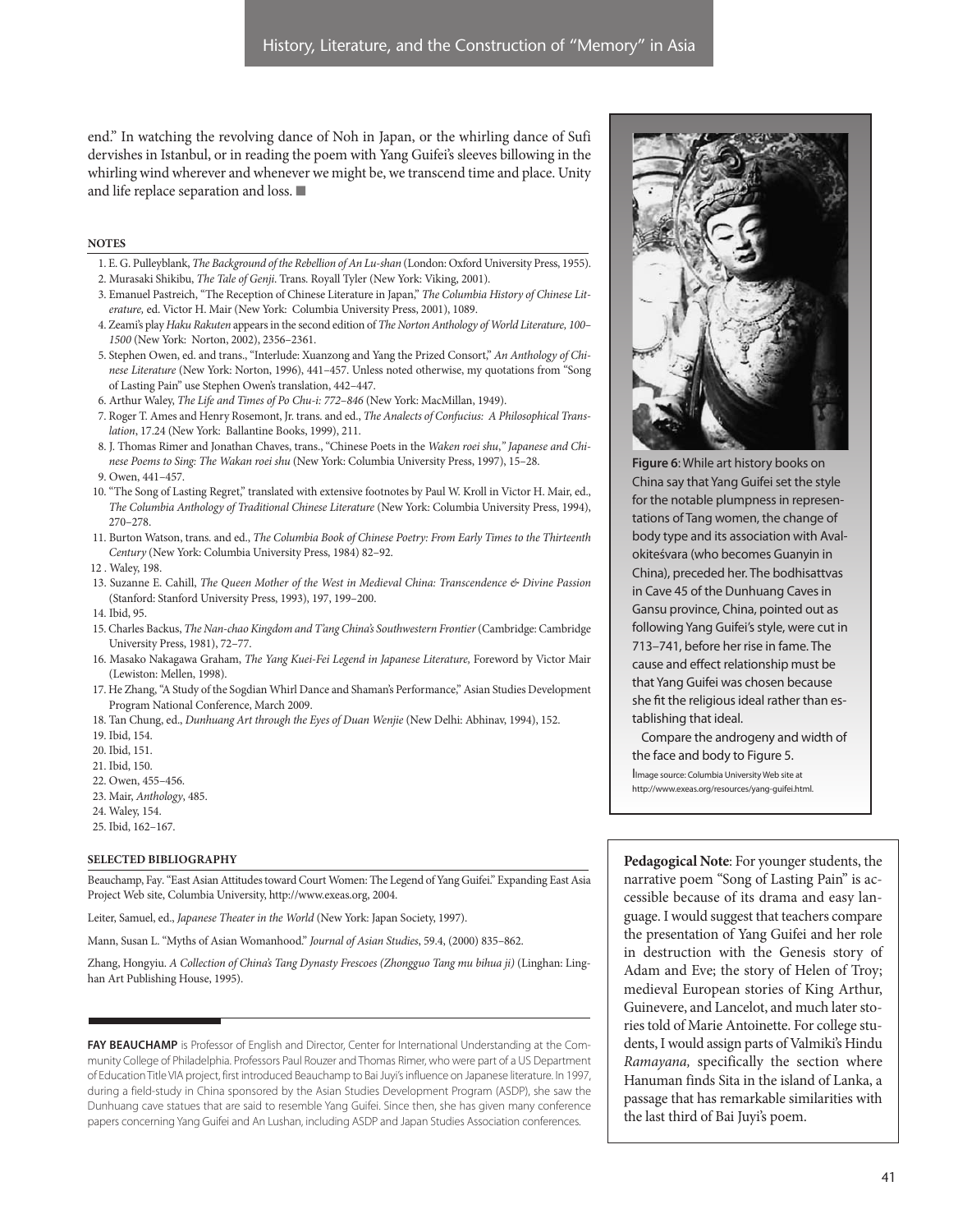end." In watching the revolving dance of Noh in Japan, or the whirling dance of Sufi dervishes in Istanbul, or in reading the poem with Yang Guifei's sleeves billowing in the whirling wind wherever and whenever we might be, we transcend time and place. Unity and life replace separation and loss. ■

**Figure 6**: While art history books on China say that Yang Guifei set the style for the notable plumpness in representations of Tang women, the change of body type and its association with Avalokiteśvara (who becomes Guanyin in China), preceded her. The bodhisattvas in Cave 45 of the Dunhuang Caves in Gansu province, China, pointed out as following Yang Guifei's style, were cut in 713–741, before her rise in fame. The cause and effect relationship must be that Yang Guifei was chosen because she fit the religious ideal rather than establishing that ideal.

Compare the androgeny and width of the face and body to Figure 5.

Image source: Columbia University Web site at http://www.exeas.org/resources/yang-guifei.html.

### NOTES

1. E. G. Pulleyblank, *The Background of the Rebellion of An Lu-shan* (London: Oxford University Press, 1955).
2. Murasaki Shikibu, *The Tale of Genji*. Trans. Royall Tyler (New York: Viking, 2001).
3. Emanuel Pastreich, "The Reception of Chinese Literature in Japan," *The Columbia History of Chinese Literature,* ed. Victor H. Mair (New York: Columbia University Press, 2001), 1089.
4. Zeami's play *Haku Rakuten* appears in the second edition of *The Norton Anthology of World Literature, 100–1500* (New York: Norton, 2002), 2356–2361.
5. Stephen Owen, ed. and trans., "Interlude: Xuanzong and Yang the Prized Consort," *An Anthology of Chinese Literature* (New York: Norton, 1996), 441–457. Unless noted otherwise, my quotations from "Song of Lasting Pain" use Stephen Owen's translation, 442–447.
6. Arthur Waley, *The Life and Times of Po Chu-i: 772–846* (New York: MacMillan, 1949).
7. Roger T. Ames and Henry Rosemont, Jr. trans. and ed., *The Analects of Confucius: A Philosophical Translation*, 17.24 (New York: Ballantine Books, 1999), 211.
8. J. Thomas Rimer and Jonathan Chaves, trans., "Chinese Poets in the *Waken roei shu," Japanese and Chinese Poems to Sing: The Wakan roei shu* (New York: Columbia University Press, 1997), 15–28.
9. Owen, 441–457.
10. "The Song of Lasting Regret," translated with extensive footnotes by Paul W. Kroll in Victor H. Mair, ed., *The Columbia Anthology of Traditional Chinese Literature* (New York: Columbia University Press, 1994), 270–278.
11. Burton Watson, trans. and ed., *The Columbia Book of Chinese Poetry: From Early Times to the Thirteenth Century* (New York: Columbia University Press, 1984) 82–92.
12. Waley, 198.
13. Suzanne E. Cahill, *The Queen Mother of the West in Medieval China: Transcendence & Divine Passion* (Stanford: Stanford University Press, 1993), 197, 199–200.
14. Ibid, 95.
15. Charles Backus, *The Nan-chao Kingdom and T'ang China's Southwestern Frontier* (Cambridge: Cambridge University Press, 1981), 72–77.
16. Masako Nakagawa Graham, *The Yang Kuei-Fei Legend in Japanese Literature,* Foreword by Victor Mair (Lewiston: Mellen, 1998).
17. He Zhang, "A Study of the Sogdian Whirl Dance and Shaman's Performance," Asian Studies Development Program National Conference, March 2009.
18. Tan Chung, ed., *Dunhuang Art through the Eyes of Duan Wenjie* (New Delhi: Abhinav, 1994), 152.
19. Ibid, 154.
20. Ibid, 151.
21. Ibid, 150.
22. Owen, 455–456.
23. Mair, *Anthology*, 485.
24. Waley, 154.
25. Ibid, 162–167.

### SELECTED BIBLIOGRAPHY

Beauchamp, Fay. "East Asian Attitudes toward Court Women: The Legend of Yang Guifei." Expanding East Asia Project Web site, Columbia University, http://www.exeas.org, 2004.

Leiter, Samuel, ed., *Japanese Theater in the World* (New York: Japan Society, 1997).

Mann, Susan L. "Myths of Asian Womanhood." *Journal of Asian Studies*, 59.4, (2000) 835–862.

Zhang, Hongyiu. *A Collection of China's Tang Dynasty Frescoes (Zhongguo Tang mu bihua ji)* (Linghan: Linghan Art Publishing House, 1995).

**FAY BEAUCHAMP** is Professor of English and Director, Center for International Understanding at the Community College of Philadelphia. Professors Paul Rouzer and Thomas Rimer, who were part of a US Department of Education Title VIA project, first introduced Beauchamp to Bai Juyi's influence on Japanese literature. In 1997, during a field-study in China sponsored by the Asian Studies Development Program (ASDP), she saw the Dunhuang cave statues that are said to resemble Yang Guifei. Since then, she has given many conference papers concerning Yang Guifei and An Lushan, including ASDP and Japan Studies Association conferences.

**Pedagogical Note**: For younger students, the narrative poem "Song of Lasting Pain" is accessible because of its drama and easy language. I would suggest that teachers compare the presentation of Yang Guifei and her role in destruction with the Genesis story of Adam and Eve; the story of Helen of Troy; medieval European stories of King Arthur, Guinevere, and Lancelot, and much later stories told of Marie Antoinette. For college students, I would assign parts of Valmiki's Hindu *Ramayana,* specifically the section where Hanuman finds Sita in the island of Lanka, a passage that has remarkable similarities with the last third of Bai Juyi's poem.